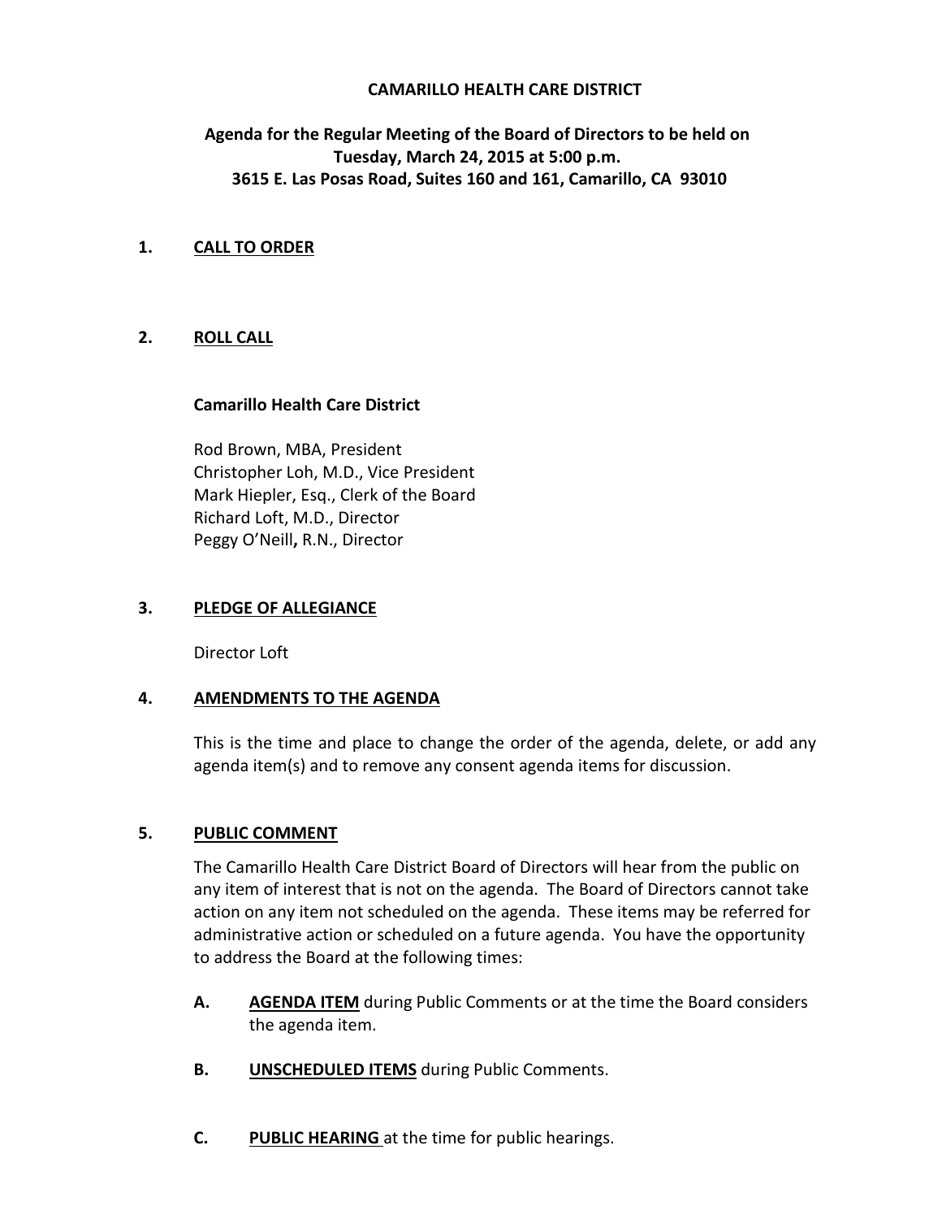# CAMARILLO HEALTH CARE DISTRICT

## Agenda for the Regular Meeting of the Board of Directors to be held on Tuesday, March 24, 2015 at 5:00 p.m. 3615 E. Las Posas Road, Suites 160 and 161, Camarillo, CA 93010

**1. CALL TO ORDER**

**2. ROLL CALL**

**Camarillo Health Care District**

Rod Brown, MBA, President
Christopher Loh, M.D., Vice President
Mark Hiepler, Esq., Clerk of the Board
Richard Loft, M.D., Director
Peggy O'Neill**,** R.N., Director

**3. PLEDGE OF ALLEGIANCE**

Director Loft

**4. AMENDMENTS TO THE AGENDA**

This is the time and place to change the order of the agenda, delete, or add any agenda item(s) and to remove any consent agenda items for discussion.

**5. PUBLIC COMMENT**

The Camarillo Health Care District Board of Directors will hear from the public on any item of interest that is not on the agenda. The Board of Directors cannot take action on any item not scheduled on the agenda. These items may be referred for administrative action or scheduled on a future agenda. You have the opportunity to address the Board at the following times:

- **A. AGENDA ITEM** during Public Comments or at the time the Board considers the agenda item.
- **B. UNSCHEDULED ITEMS** during Public Comments.
- **C. PUBLIC HEARING** at the time for public hearings.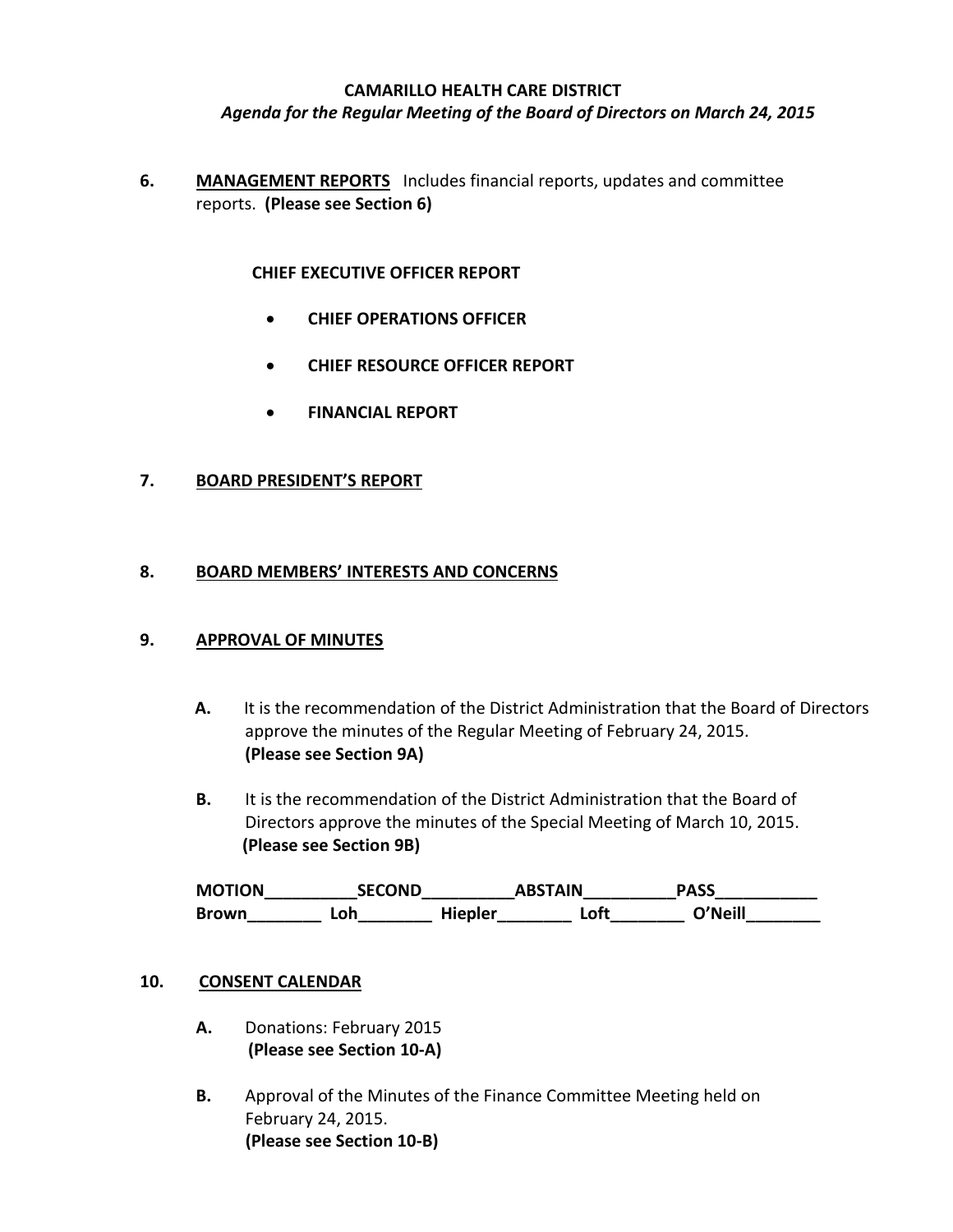**CAMARILLO HEALTH CARE DISTRICT**

***Agenda for the Regular Meeting of the Board of Directors on March 24, 2015***

**6.** **MANAGEMENT REPORTS** Includes financial reports, updates and committee reports. **(Please see Section 6)**

**CHIEF EXECUTIVE OFFICER REPORT**

- **CHIEF OPERATIONS OFFICER**
- **CHIEF RESOURCE OFFICER REPORT**
- **FINANCIAL REPORT**

**7.** **BOARD PRESIDENT'S REPORT**

**8.** **BOARD MEMBERS' INTERESTS AND CONCERNS**

**9.** **APPROVAL OF MINUTES**

**A.** It is the recommendation of the District Administration that the Board of Directors approve the minutes of the Regular Meeting of February 24, 2015. **(Please see Section 9A)**

**B.** It is the recommendation of the District Administration that the Board of Directors approve the minutes of the Special Meeting of March 10, 2015. **(Please see Section 9B)**

**MOTION__________SECOND__________ABSTAIN__________PASS___________**
**Brown________ Loh________ Hiepler________ Loft________ O'Neill________**

**10.** **CONSENT CALENDAR**

**A.** Donations: February 2015
**(Please see Section 10-A)**

**B.** Approval of the Minutes of the Finance Committee Meeting held on February 24, 2015.
**(Please see Section 10-B)**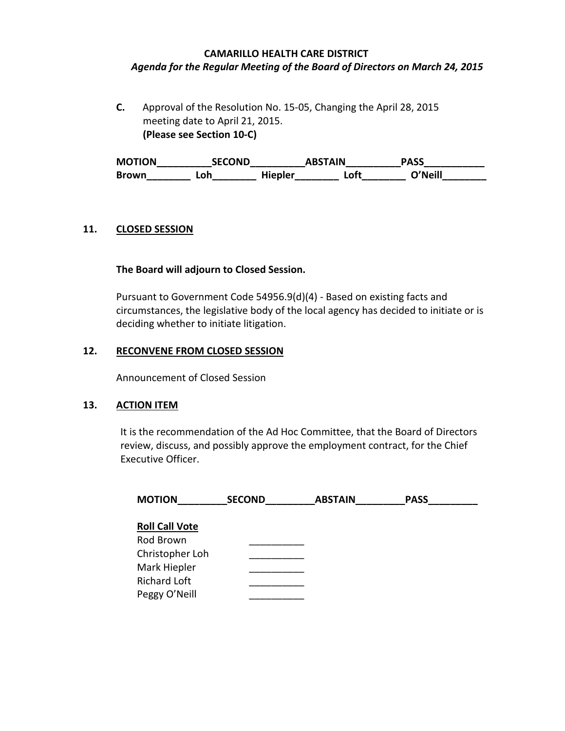**CAMARILLO HEALTH CARE DISTRICT**
***Agenda for the Regular Meeting of the Board of Directors on March 24, 2015***

**C.** Approval of the Resolution No. 15-05, Changing the April 28, 2015 meeting date to April 21, 2015.
**(Please see Section 10-C)**

**MOTION__________SECOND__________ABSTAIN__________PASS___________**
**Brown________ Loh________ Hiepler________ Loft________ O'Neill________**

## 11. CLOSED SESSION

**The Board will adjourn to Closed Session.**

Pursuant to Government Code 54956.9(d)(4) - Based on existing facts and circumstances, the legislative body of the local agency has decided to initiate or is deciding whether to initiate litigation.

## 12. RECONVENE FROM CLOSED SESSION

Announcement of Closed Session

## 13. ACTION ITEM

It is the recommendation of the Ad Hoc Committee, that the Board of Directors review, discuss, and possibly approve the employment contract, for the Chief Executive Officer.

**MOTION_________SECOND_________ABSTAIN_________PASS_________**

**Roll Call Vote**

Rod Brown __________
Christopher Loh __________
Mark Hiepler __________
Richard Loft __________
Peggy O'Neill __________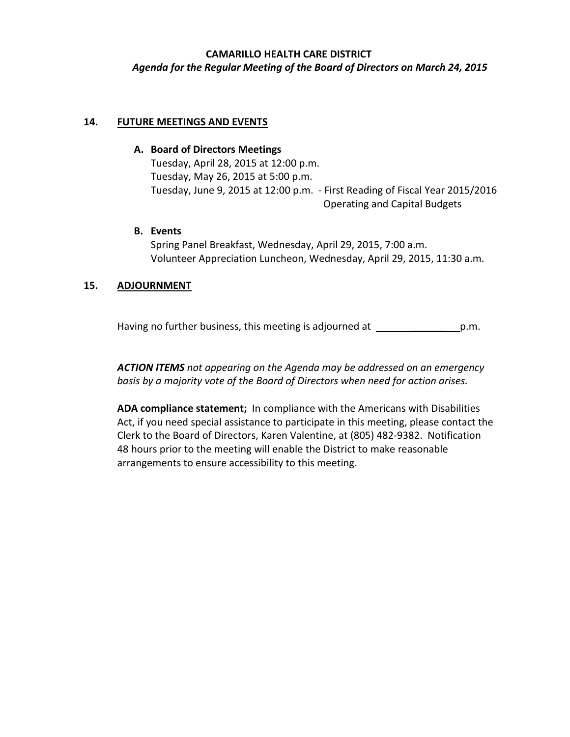**CAMARILLO HEALTH CARE DISTRICT**
***Agenda for the Regular Meeting of the Board of Directors on March 24, 2015***

## 14. FUTURE MEETINGS AND EVENTS

### A. Board of Directors Meetings

Tuesday, April 28, 2015 at 12:00 p.m.
Tuesday, May 26, 2015 at 5:00 p.m.
Tuesday, June 9, 2015 at 12:00 p.m. - First Reading of Fiscal Year 2015/2016 Operating and Capital Budgets

### B. Events

Spring Panel Breakfast, Wednesday, April 29, 2015, 7:00 a.m.
Volunteer Appreciation Luncheon, Wednesday, April 29, 2015, 11:30 a.m.

## 15. ADJOURNMENT

Having no further business, this meeting is adjourned at ______________ p.m.

***ACTION ITEMS** not appearing on the Agenda may be addressed on an emergency basis by a majority vote of the Board of Directors when need for action arises.*

**ADA compliance statement;** In compliance with the Americans with Disabilities Act, if you need special assistance to participate in this meeting, please contact the Clerk to the Board of Directors, Karen Valentine, at (805) 482-9382. Notification 48 hours prior to the meeting will enable the District to make reasonable arrangements to ensure accessibility to this meeting.